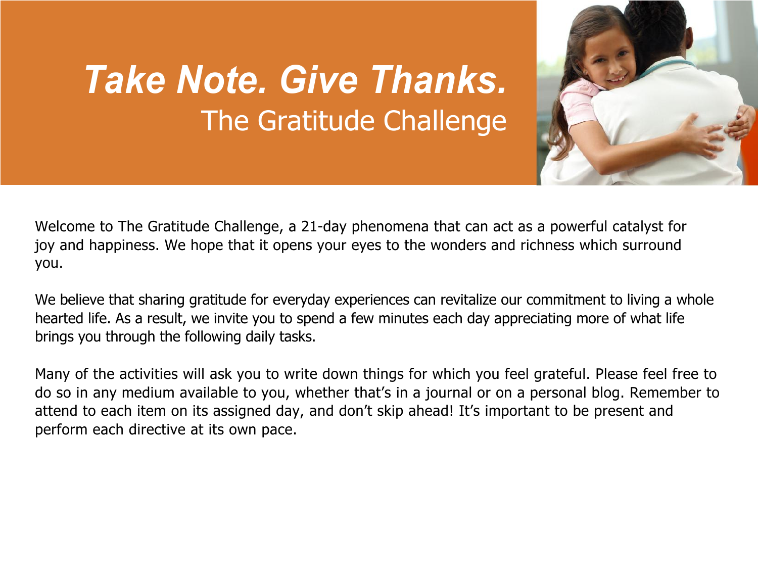# *Take Note. Give Thanks.*

## The Gratitude Challenge

Welcome to The Gratitude Challenge, a 21-day phenomena that can act as a powerful catalyst for joy and happiness. We hope that it opens your eyes to the wonders and richness which surround you.

We believe that sharing gratitude for everyday experiences can revitalize our commitment to living a whole hearted life. As a result, we invite you to spend a few minutes each day appreciating more of what life brings you through the following daily tasks.

Many of the activities will ask you to write down things for which you feel grateful. Please feel free to do so in any medium available to you, whether that's in a journal or on a personal blog. Remember to attend to each item on its assigned day, and don't skip ahead! It's important to be present and perform each directive at its own pace.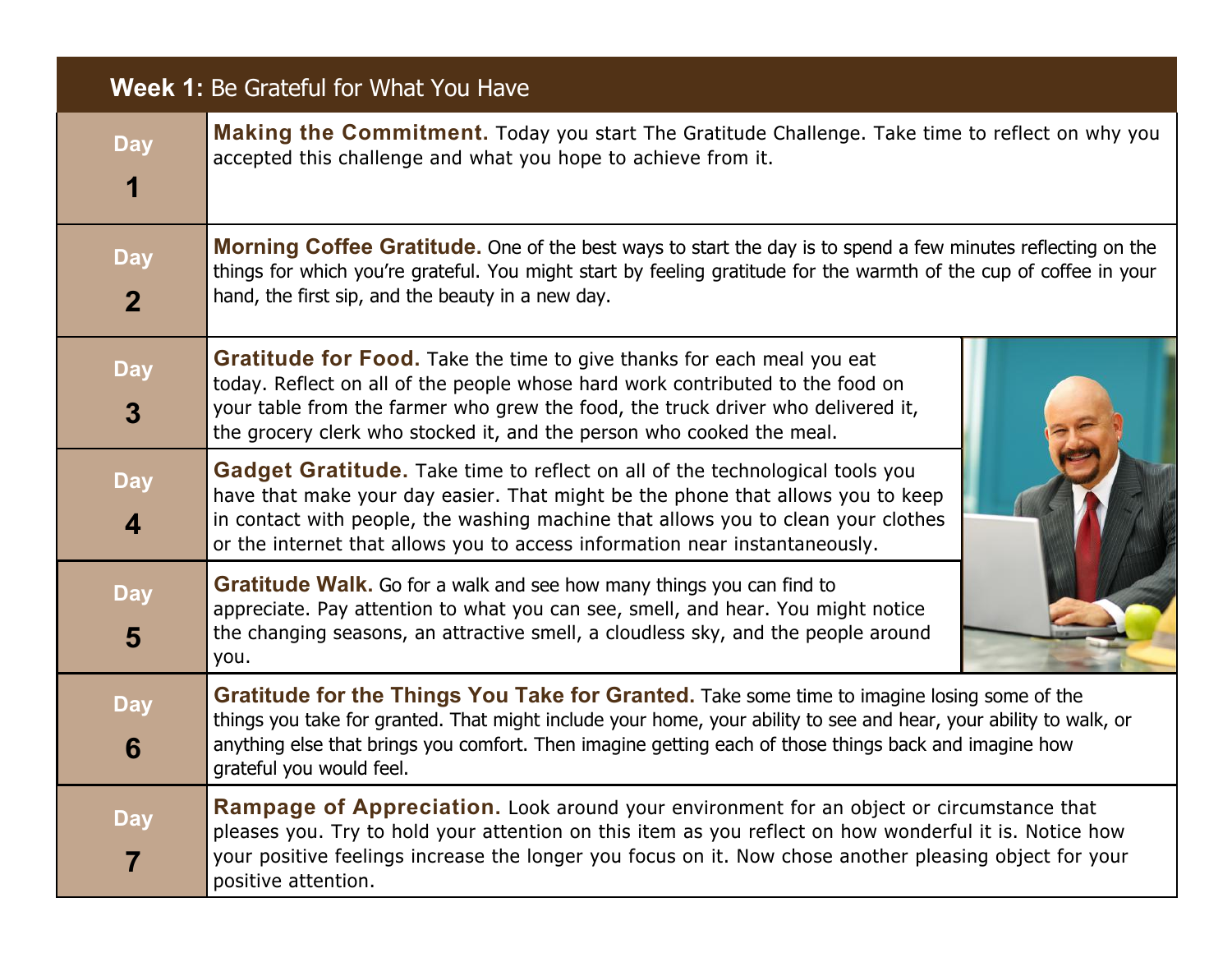| Week 1: Be Grateful for What You Have | |
|---|---|
| Day 1 | **Making the Commitment.** Today you start The Gratitude Challenge. Take time to reflect on why you accepted this challenge and what you hope to achieve from it. |
| Day 2 | **Morning Coffee Gratitude.** One of the best ways to start the day is to spend a few minutes reflecting on the things for which you're grateful. You might start by feeling gratitude for the warmth of the cup of coffee in your hand, the first sip, and the beauty in a new day. |
| Day 3 | **Gratitude for Food.** Take the time to give thanks for each meal you eat today. Reflect on all of the people whose hard work contributed to the food on your table from the farmer who grew the food, the truck driver who delivered it, the grocery clerk who stocked it, and the person who cooked the meal. |
| Day 4 | **Gadget Gratitude.** Take time to reflect on all of the technological tools you have that make your day easier. That might be the phone that allows you to keep in contact with people, the washing machine that allows you to clean your clothes or the internet that allows you to access information near instantaneously. |
| Day 5 | **Gratitude Walk.** Go for a walk and see how many things you can find to appreciate. Pay attention to what you can see, smell, and hear. You might notice the changing seasons, an attractive smell, a cloudless sky, and the people around you. |
| Day 6 | **Gratitude for the Things You Take for Granted.** Take some time to imagine losing some of the things you take for granted. That might include your home, your ability to see and hear, your ability to walk, or anything else that brings you comfort. Then imagine getting each of those things back and imagine how grateful you would feel. |
| Day 7 | **Rampage of Appreciation.** Look around your environment for an object or circumstance that pleases you. Try to hold your attention on this item as you reflect on how wonderful it is. Notice how your positive feelings increase the longer you focus on it. Now chose another pleasing object for your positive attention. |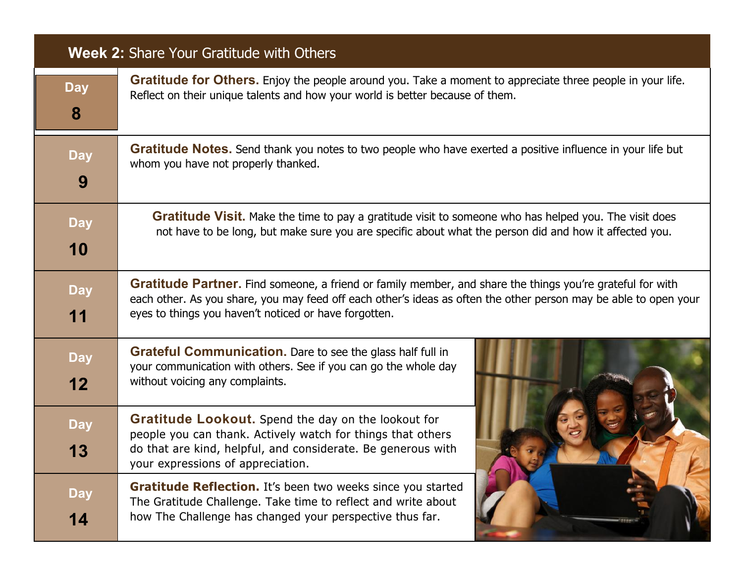## Week 2: Share Your Gratitude with Others

| Day | Activity |
| --- | --- |
| Day 8 | **Gratitude for Others.** Enjoy the people around you. Take a moment to appreciate three people in your life. Reflect on their unique talents and how your world is better because of them. |
| Day 9 | **Gratitude Notes.** Send thank you notes to two people who have exerted a positive influence in your life but whom you have not properly thanked. |
| Day 10 | **Gratitude Visit.** Make the time to pay a gratitude visit to someone who has helped you. The visit does not have to be long, but make sure you are specific about what the person did and how it affected you. |
| Day 11 | **Gratitude Partner.** Find someone, a friend or family member, and share the things you're grateful for with each other. As you share, you may feed off each other's ideas as often the other person may be able to open your eyes to things you haven't noticed or have forgotten. |
| Day 12 | **Grateful Communication.** Dare to see the glass half full in your communication with others. See if you can go the whole day without voicing any complaints. |
| Day 13 | **Gratitude Lookout.** Spend the day on the lookout for people you can thank. Actively watch for things that others do that are kind, helpful, and considerate. Be generous with your expressions of appreciation. |
| Day 14 | **Gratitude Reflection.** It's been two weeks since you started The Gratitude Challenge. Take time to reflect and write about how The Challenge has changed your perspective thus far. |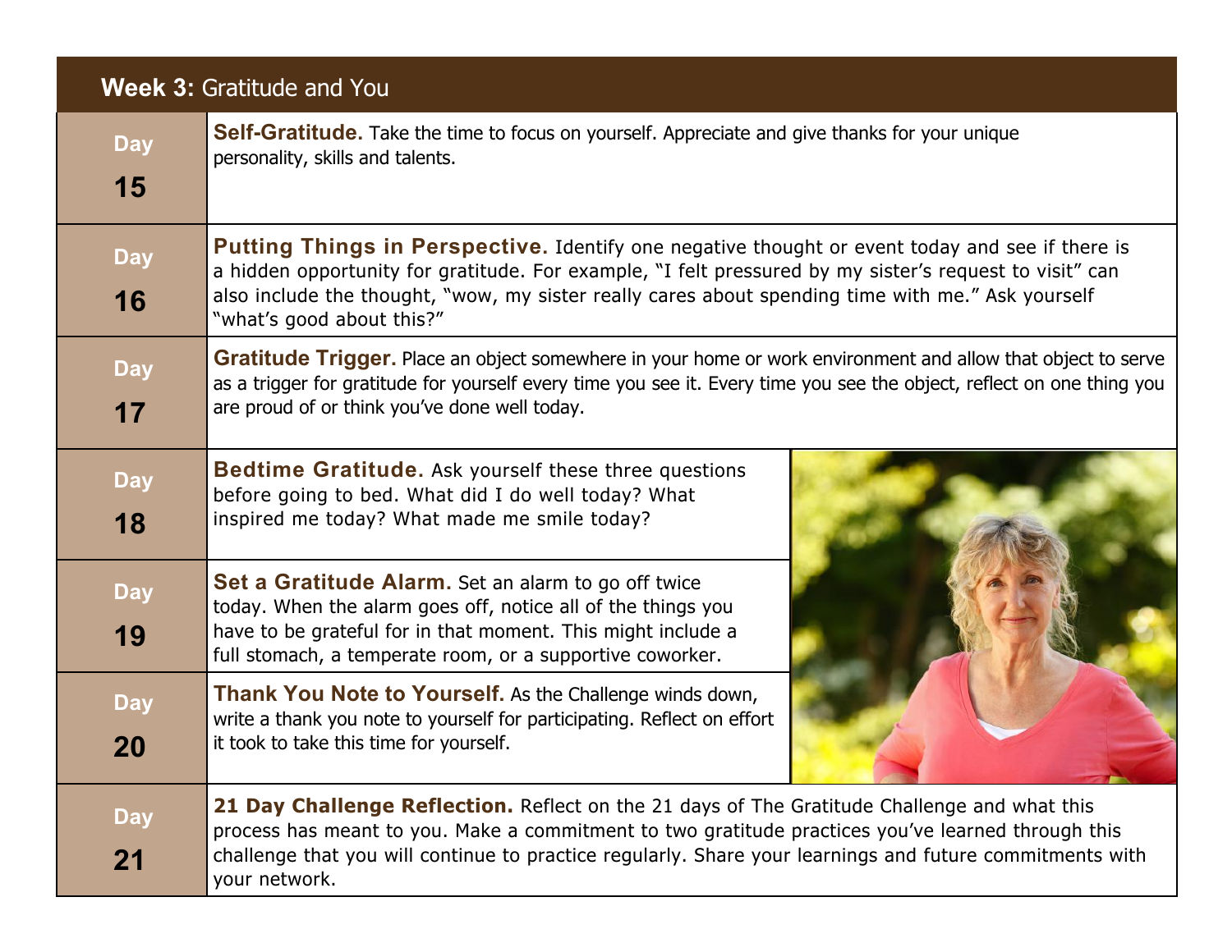| **Week 3:** Gratitude and You | |
|---|---|
| Day 15 | **Self-Gratitude.** Take the time to focus on yourself. Appreciate and give thanks for your unique personality, skills and talents. |
| Day 16 | **Putting Things in Perspective.** Identify one negative thought or event today and see if there is a hidden opportunity for gratitude. For example, "I felt pressured by my sister's request to visit" can also include the thought, "wow, my sister really cares about spending time with me." Ask yourself "what's good about this?" |
| Day 17 | **Gratitude Trigger.** Place an object somewhere in your home or work environment and allow that object to serve as a trigger for gratitude for yourself every time you see it. Every time you see the object, reflect on one thing you are proud of or think you've done well today. |
| Day 18 | **Bedtime Gratitude.** Ask yourself these three questions before going to bed. What did I do well today? What inspired me today? What made me smile today? |
| Day 19 | **Set a Gratitude Alarm.** Set an alarm to go off twice today. When the alarm goes off, notice all of the things you have to be grateful for in that moment. This might include a full stomach, a temperate room, or a supportive coworker. |
| Day 20 | **Thank You Note to Yourself.** As the Challenge winds down, write a thank you note to yourself for participating. Reflect on effort it took to take this time for yourself. |
| Day 21 | **21 Day Challenge Reflection.** Reflect on the 21 days of The Gratitude Challenge and what this process has meant to you. Make a commitment to two gratitude practices you've learned through this challenge that you will continue to practice regularly. Share your learnings and future commitments with your network. |